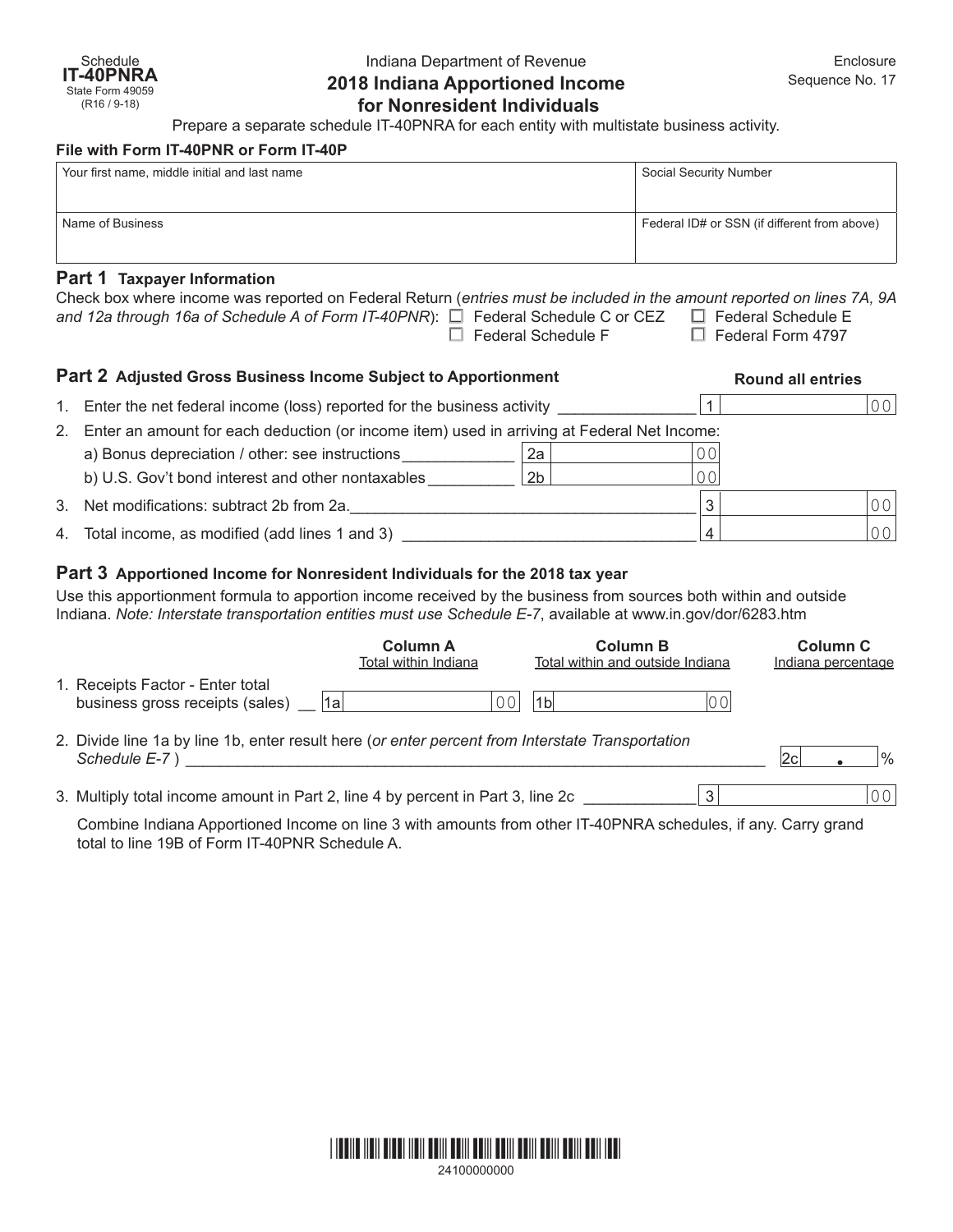Schedule **IT-40PNRA**
State Form 49059
(R16 / 9-18)

Indiana Department of Revenue

# 2018 Indiana Apportioned Income for Nonresident Individuals

Enclosure Sequence No. 17

Prepare a separate schedule IT-40PNRA for each entity with multistate business activity.

**File with Form IT-40PNR or Form IT-40P**

| Your first name, middle initial and last name | Social Security Number |
|---|---|
| | |
| Name of Business | Federal ID# or SSN (if different from above) |
| | |

## Part 1 Taxpayer Information

Check box where income was reported on Federal Return (*entries must be included in the amount reported on lines 7A, 9A and 12a through 16a of Schedule A of Form IT-40PNR*):

- ☐ Federal Schedule C or CEZ
- ☐ Federal Schedule E
- ☐ Federal Schedule F
- ☐ Federal Form 4797

## Part 2 Adjusted Gross Business Income Subject to Apportionment

**Round all entries**

1. Enter the net federal income (loss) reported for the business activity _______________ | 1 | .00
2. Enter an amount for each deduction (or income item) used in arriving at Federal Net Income:
   - a) Bonus depreciation / other: see instructions ____________ | 2a | .00
   - b) U.S. Gov't bond interest and other nontaxables _________ | 2b | .00
3. Net modifications: subtract 2b from 2a. _______________ | 3 | .00
4. Total income, as modified (add lines 1 and 3) _______________ | 4 | .00

## Part 3 Apportioned Income for Nonresident Individuals for the 2018 tax year

Use this apportionment formula to apportion income received by the business from sources both within and outside Indiana. *Note: Interstate transportation entities must use Schedule E-7*, available at www.in.gov/dor/6283.htm

| | Column A<br>Total within Indiana | Column B<br>Total within and outside Indiana | Column C<br>Indiana percentage |
|---|---|---|---|
| 1. Receipts Factor - Enter total business gross receipts (sales) | 1a .00 | 1b .00 | |

2. Divide line 1a by line 1b, enter result here (*or enter percent from Interstate Transportation Schedule E-7* ) _______________ | 2c | . %

3. Multiply total income amount in Part 2, line 4 by percent in Part 3, line 2c _____________ | 3 | .00

Combine Indiana Apportioned Income on line 3 with amounts from other IT-40PNRA schedules, if any. Carry grand total to line 19B of Form IT-40PNR Schedule A.

24100000000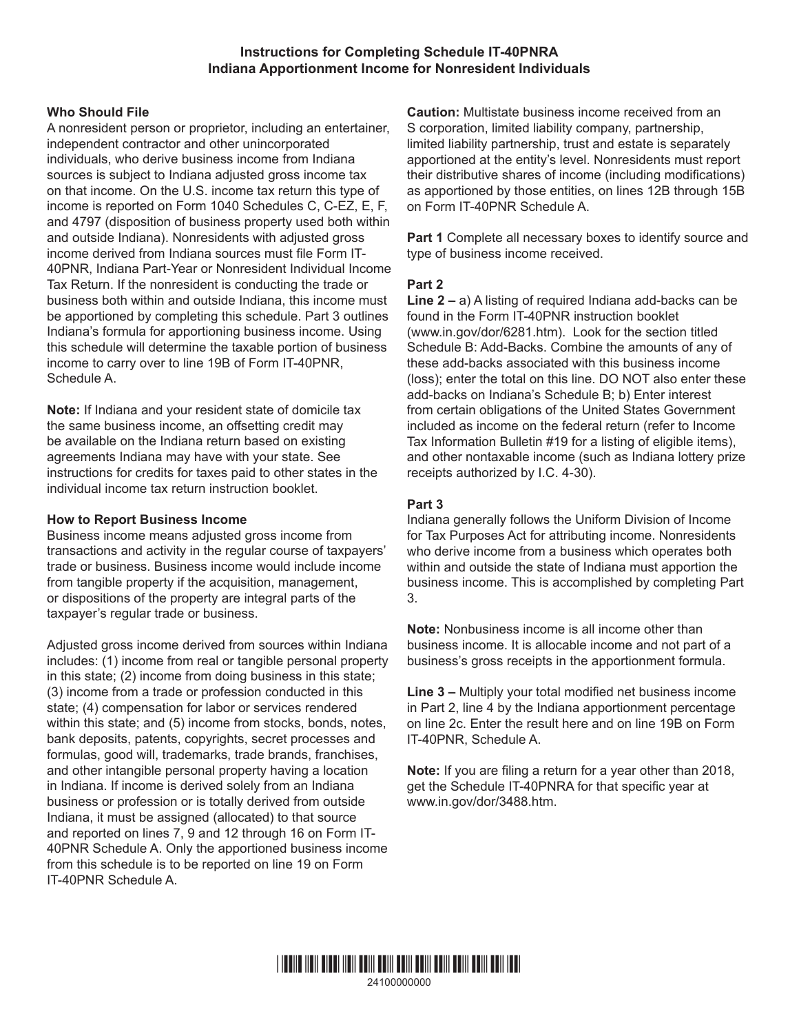# Instructions for Completing Schedule IT-40PNRA
## Indiana Apportionment Income for Nonresident Individuals

**Who Should File**

A nonresident person or proprietor, including an entertainer, independent contractor and other unincorporated individuals, who derive business income from Indiana sources is subject to Indiana adjusted gross income tax on that income. On the U.S. income tax return this type of income is reported on Form 1040 Schedules C, C-EZ, E, F, and 4797 (disposition of business property used both within and outside Indiana). Nonresidents with adjusted gross income derived from Indiana sources must file Form IT-40PNR, Indiana Part-Year or Nonresident Individual Income Tax Return. If the nonresident is conducting the trade or business both within and outside Indiana, this income must be apportioned by completing this schedule. Part 3 outlines Indiana's formula for apportioning business income. Using this schedule will determine the taxable portion of business income to carry over to line 19B of Form IT-40PNR, Schedule A.

**Note:** If Indiana and your resident state of domicile tax the same business income, an offsetting credit may be available on the Indiana return based on existing agreements Indiana may have with your state. See instructions for credits for taxes paid to other states in the individual income tax return instruction booklet.

**How to Report Business Income**

Business income means adjusted gross income from transactions and activity in the regular course of taxpayers' trade or business. Business income would include income from tangible property if the acquisition, management, or dispositions of the property are integral parts of the taxpayer's regular trade or business.

Adjusted gross income derived from sources within Indiana includes: (1) income from real or tangible personal property in this state; (2) income from doing business in this state; (3) income from a trade or profession conducted in this state; (4) compensation for labor or services rendered within this state; and (5) income from stocks, bonds, notes, bank deposits, patents, copyrights, secret processes and formulas, good will, trademarks, trade brands, franchises, and other intangible personal property having a location in Indiana. If income is derived solely from an Indiana business or profession or is totally derived from outside Indiana, it must be assigned (allocated) to that source and reported on lines 7, 9 and 12 through 16 on Form IT-40PNR Schedule A. Only the apportioned business income from this schedule is to be reported on line 19 on Form IT-40PNR Schedule A.

**Caution:** Multistate business income received from an S corporation, limited liability company, partnership, limited liability partnership, trust and estate is separately apportioned at the entity's level. Nonresidents must report their distributive shares of income (including modifications) as apportioned by those entities, on lines 12B through 15B on Form IT-40PNR Schedule A.

**Part 1** Complete all necessary boxes to identify source and type of business income received.

**Part 2**

**Line 2 –** a) A listing of required Indiana add-backs can be found in the Form IT-40PNR instruction booklet (www.in.gov/dor/6281.htm). Look for the section titled Schedule B: Add-Backs. Combine the amounts of any of these add-backs associated with this business income (loss); enter the total on this line. DO NOT also enter these add-backs on Indiana's Schedule B; b) Enter interest from certain obligations of the United States Government included as income on the federal return (refer to Income Tax Information Bulletin #19 for a listing of eligible items), and other nontaxable income (such as Indiana lottery prize receipts authorized by I.C. 4-30).

**Part 3**

Indiana generally follows the Uniform Division of Income for Tax Purposes Act for attributing income. Nonresidents who derive income from a business which operates both within and outside the state of Indiana must apportion the business income. This is accomplished by completing Part 3.

**Note:** Nonbusiness income is all income other than business income. It is allocable income and not part of a business's gross receipts in the apportionment formula.

**Line 3 –** Multiply your total modified net business income in Part 2, line 4 by the Indiana apportionment percentage on line 2c. Enter the result here and on line 19B on Form IT-40PNR, Schedule A.

**Note:** If you are filing a return for a year other than 2018, get the Schedule IT-40PNRA for that specific year at www.in.gov/dor/3488.htm.

24100000000